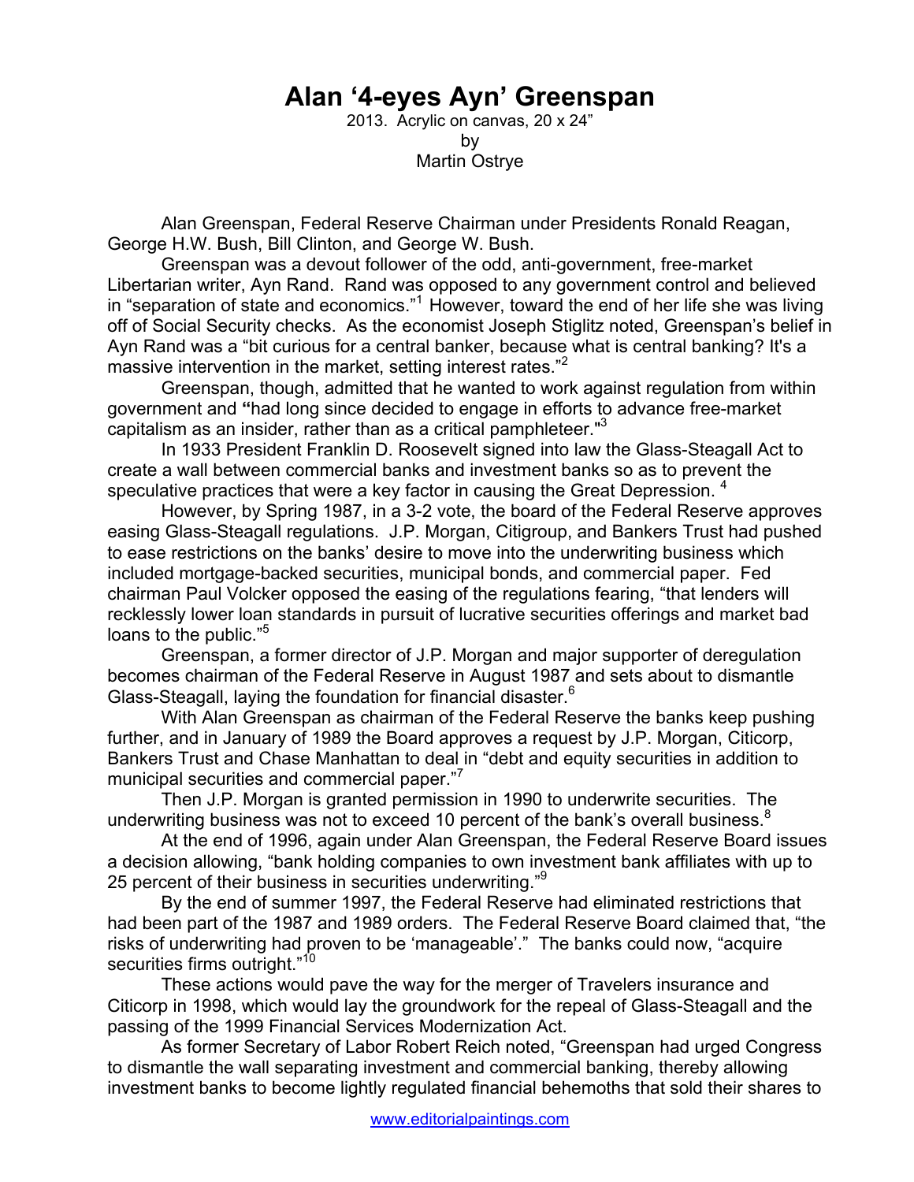# Alan '4-eyes Ayn' Greenspan

2013. Acrylic on canvas, 20 x 24"
by
Martin Ostrye

Alan Greenspan, Federal Reserve Chairman under Presidents Ronald Reagan, George H.W. Bush, Bill Clinton, and George W. Bush.

Greenspan was a devout follower of the odd, anti-government, free-market Libertarian writer, Ayn Rand. Rand was opposed to any government control and believed in "separation of state and economics."[1] However, toward the end of her life she was living off of Social Security checks. As the economist Joseph Stiglitz noted, Greenspan's belief in Ayn Rand was a "bit curious for a central banker, because what is central banking? It's a massive intervention in the market, setting interest rates."[2]

Greenspan, though, admitted that he wanted to work against regulation from within government and **"**had long since decided to engage in efforts to advance free-market capitalism as an insider, rather than as a critical pamphleteer."[3]

In 1933 President Franklin D. Roosevelt signed into law the Glass-Steagall Act to create a wall between commercial banks and investment banks so as to prevent the speculative practices that were a key factor in causing the Great Depression. [4]

However, by Spring 1987, in a 3-2 vote, the board of the Federal Reserve approves easing Glass-Steagall regulations. J.P. Morgan, Citigroup, and Bankers Trust had pushed to ease restrictions on the banks' desire to move into the underwriting business which included mortgage-backed securities, municipal bonds, and commercial paper. Fed chairman Paul Volcker opposed the easing of the regulations fearing, "that lenders will recklessly lower loan standards in pursuit of lucrative securities offerings and market bad loans to the public."[5]

Greenspan, a former director of J.P. Morgan and major supporter of deregulation becomes chairman of the Federal Reserve in August 1987 and sets about to dismantle Glass-Steagall, laying the foundation for financial disaster.[6]

With Alan Greenspan as chairman of the Federal Reserve the banks keep pushing further, and in January of 1989 the Board approves a request by J.P. Morgan, Citicorp, Bankers Trust and Chase Manhattan to deal in "debt and equity securities in addition to municipal securities and commercial paper."[7]

Then J.P. Morgan is granted permission in 1990 to underwrite securities. The underwriting business was not to exceed 10 percent of the bank's overall business.[8]

At the end of 1996, again under Alan Greenspan, the Federal Reserve Board issues a decision allowing, "bank holding companies to own investment bank affiliates with up to 25 percent of their business in securities underwriting."[9]

By the end of summer 1997, the Federal Reserve had eliminated restrictions that had been part of the 1987 and 1989 orders. The Federal Reserve Board claimed that, "the risks of underwriting had proven to be 'manageable'." The banks could now, "acquire securities firms outright."[10]

These actions would pave the way for the merger of Travelers insurance and Citicorp in 1998, which would lay the groundwork for the repeal of Glass-Steagall and the passing of the 1999 Financial Services Modernization Act.

As former Secretary of Labor Robert Reich noted, "Greenspan had urged Congress to dismantle the wall separating investment and commercial banking, thereby allowing investment banks to become lightly regulated financial behemoths that sold their shares to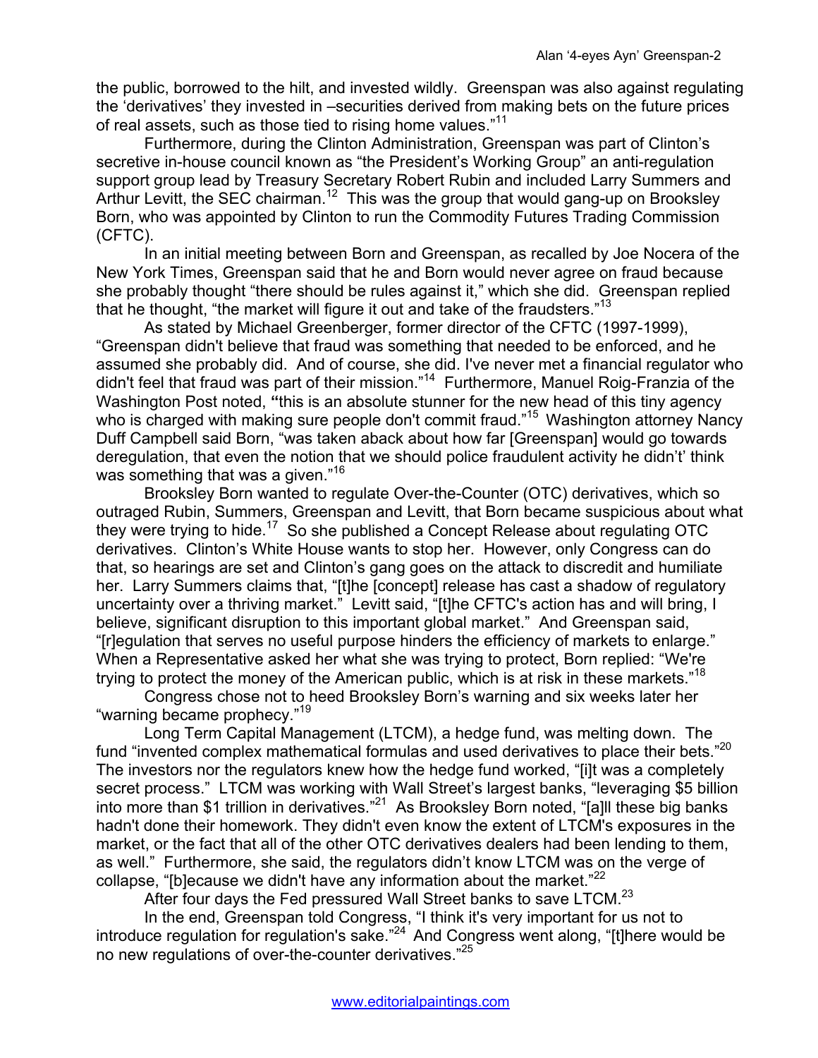the public, borrowed to the hilt, and invested wildly. Greenspan was also against regulating the 'derivatives' they invested in –securities derived from making bets on the future prices of real assets, such as those tied to rising home values."[11]

Furthermore, during the Clinton Administration, Greenspan was part of Clinton's secretive in-house council known as "the President's Working Group" an anti-regulation support group lead by Treasury Secretary Robert Rubin and included Larry Summers and Arthur Levitt, the SEC chairman.[12] This was the group that would gang-up on Brooksley Born, who was appointed by Clinton to run the Commodity Futures Trading Commission (CFTC).

In an initial meeting between Born and Greenspan, as recalled by Joe Nocera of the New York Times, Greenspan said that he and Born would never agree on fraud because she probably thought "there should be rules against it," which she did. Greenspan replied that he thought, "the market will figure it out and take of the fraudsters."[13]

As stated by Michael Greenberger, former director of the CFTC (1997-1999), "Greenspan didn't believe that fraud was something that needed to be enforced, and he assumed she probably did. And of course, she did. I've never met a financial regulator who didn't feel that fraud was part of their mission."[14] Furthermore, Manuel Roig-Franzia of the Washington Post noted, **"**this is an absolute stunner for the new head of this tiny agency who is charged with making sure people don't commit fraud."[15] Washington attorney Nancy Duff Campbell said Born, "was taken aback about how far [Greenspan] would go towards deregulation, that even the notion that we should police fraudulent activity he didn't' think was something that was a given."[16]

Brooksley Born wanted to regulate Over-the-Counter (OTC) derivatives, which so outraged Rubin, Summers, Greenspan and Levitt, that Born became suspicious about what they were trying to hide.[17] So she published a Concept Release about regulating OTC derivatives. Clinton's White House wants to stop her. However, only Congress can do that, so hearings are set and Clinton's gang goes on the attack to discredit and humiliate her. Larry Summers claims that, "[t]he [concept] release has cast a shadow of regulatory uncertainty over a thriving market." Levitt said, "[t]he CFTC's action has and will bring, I believe, significant disruption to this important global market." And Greenspan said, "[r]egulation that serves no useful purpose hinders the efficiency of markets to enlarge." When a Representative asked her what she was trying to protect, Born replied: "We're trying to protect the money of the American public, which is at risk in these markets."[18]

Congress chose not to heed Brooksley Born's warning and six weeks later her "warning became prophecy."[19]

Long Term Capital Management (LTCM), a hedge fund, was melting down. The fund "invented complex mathematical formulas and used derivatives to place their bets."[20] The investors nor the regulators knew how the hedge fund worked, "[i]t was a completely secret process." LTCM was working with Wall Street's largest banks, "leveraging \$5 billion into more than \$1 trillion in derivatives."[21] As Brooksley Born noted, "[a]ll these big banks hadn't done their homework. They didn't even know the extent of LTCM's exposures in the market, or the fact that all of the other OTC derivatives dealers had been lending to them, as well." Furthermore, she said, the regulators didn't know LTCM was on the verge of collapse, "[b]ecause we didn't have any information about the market."[22]

After four days the Fed pressured Wall Street banks to save LTCM.[23]

In the end, Greenspan told Congress, "I think it's very important for us not to introduce regulation for regulation's sake."[24] And Congress went along, "[t]here would be no new regulations of over-the-counter derivatives."[25]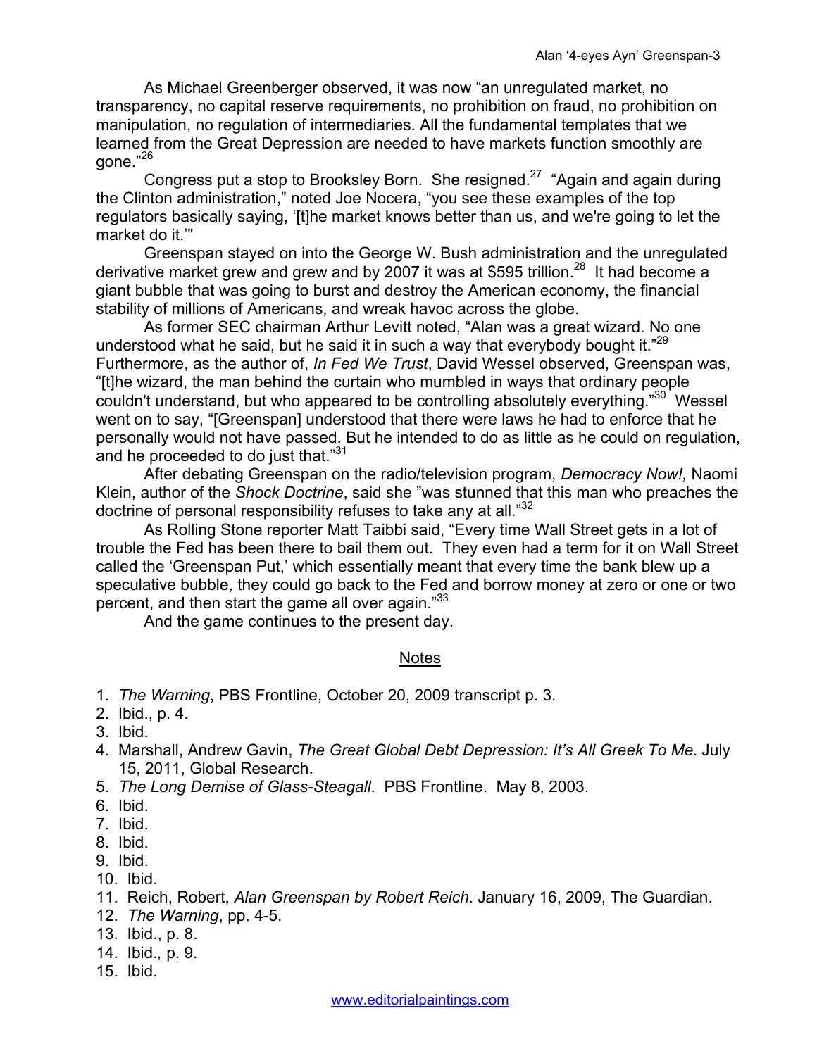As Michael Greenberger observed, it was now "an unregulated market, no transparency, no capital reserve requirements, no prohibition on fraud, no prohibition on manipulation, no regulation of intermediaries. All the fundamental templates that we learned from the Great Depression are needed to have markets function smoothly are gone."[26]

Congress put a stop to Brooksley Born. She resigned.[27] "Again and again during the Clinton administration," noted Joe Nocera, "you see these examples of the top regulators basically saying, '[t]he market knows better than us, and we're going to let the market do it.'"

Greenspan stayed on into the George W. Bush administration and the unregulated derivative market grew and grew and by 2007 it was at $595 trillion.[28] It had become a giant bubble that was going to burst and destroy the American economy, the financial stability of millions of Americans, and wreak havoc across the globe.

As former SEC chairman Arthur Levitt noted, "Alan was a great wizard. No one understood what he said, but he said it in such a way that everybody bought it."[29] Furthermore, as the author of, *In Fed We Trust*, David Wessel observed, Greenspan was, "[t]he wizard, the man behind the curtain who mumbled in ways that ordinary people couldn't understand, but who appeared to be controlling absolutely everything."[30] Wessel went on to say, "[Greenspan] understood that there were laws he had to enforce that he personally would not have passed. But he intended to do as little as he could on regulation, and he proceeded to do just that."[31]

After debating Greenspan on the radio/television program, *Democracy Now!,* Naomi Klein, author of the *Shock Doctrine*, said she "was stunned that this man who preaches the doctrine of personal responsibility refuses to take any at all."[32]

As Rolling Stone reporter Matt Taibbi said, "Every time Wall Street gets in a lot of trouble the Fed has been there to bail them out. They even had a term for it on Wall Street called the 'Greenspan Put,' which essentially meant that every time the bank blew up a speculative bubble, they could go back to the Fed and borrow money at zero or one or two percent, and then start the game all over again."[33]

And the game continues to the present day.

## Notes

1. *The Warning*, PBS Frontline, October 20, 2009 transcript p. 3.
2. Ibid., p. 4.
3. Ibid.
4. Marshall, Andrew Gavin, *The Great Global Debt Depression: It's All Greek To Me*. July 15, 2011, Global Research.
5. *The Long Demise of Glass-Steagall*. PBS Frontline. May 8, 2003.
6. Ibid.
7. Ibid.
8. Ibid.
9. Ibid.
10. Ibid.
11. Reich, Robert, *Alan Greenspan by Robert Reich*. January 16, 2009, The Guardian.
12. *The Warning*, pp. 4-5.
13. Ibid., p. 8.
14. Ibid., p. 9.
15. Ibid.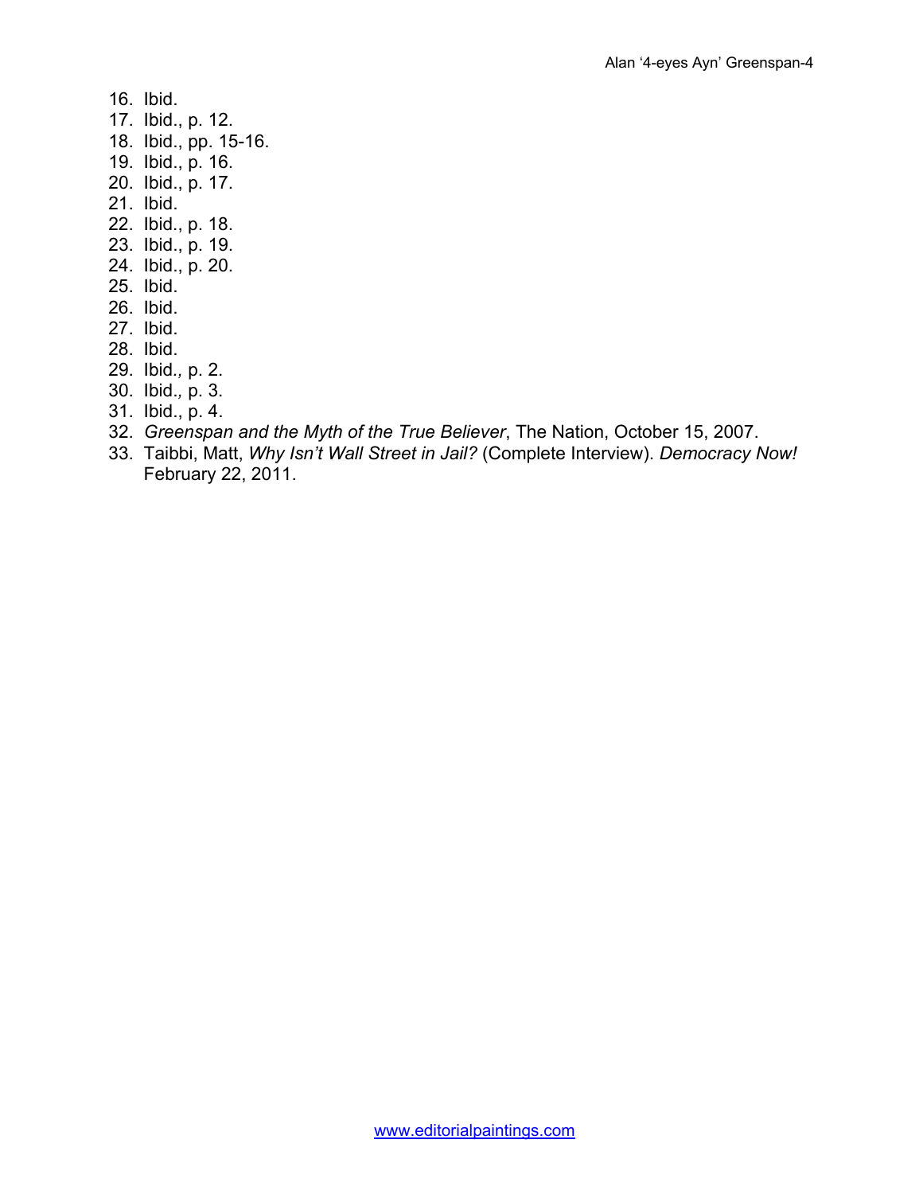16. Ibid.
17. Ibid., p. 12.
18. Ibid., pp. 15-16.
19. Ibid., p. 16.
20. Ibid., p. 17.
21. Ibid.
22. Ibid., p. 18.
23. Ibid., p. 19.
24. Ibid., p. 20.
25. Ibid.
26. Ibid.
27. Ibid.
28. Ibid.
29. Ibid., p. 2.
30. Ibid., p. 3.
31. Ibid., p. 4.
32. *Greenspan and the Myth of the True Believer*, The Nation, October 15, 2007.
33. Taibbi, Matt, *Why Isn't Wall Street in Jail?* (Complete Interview). *Democracy Now!* February 22, 2011.

www.editorialpaintings.com